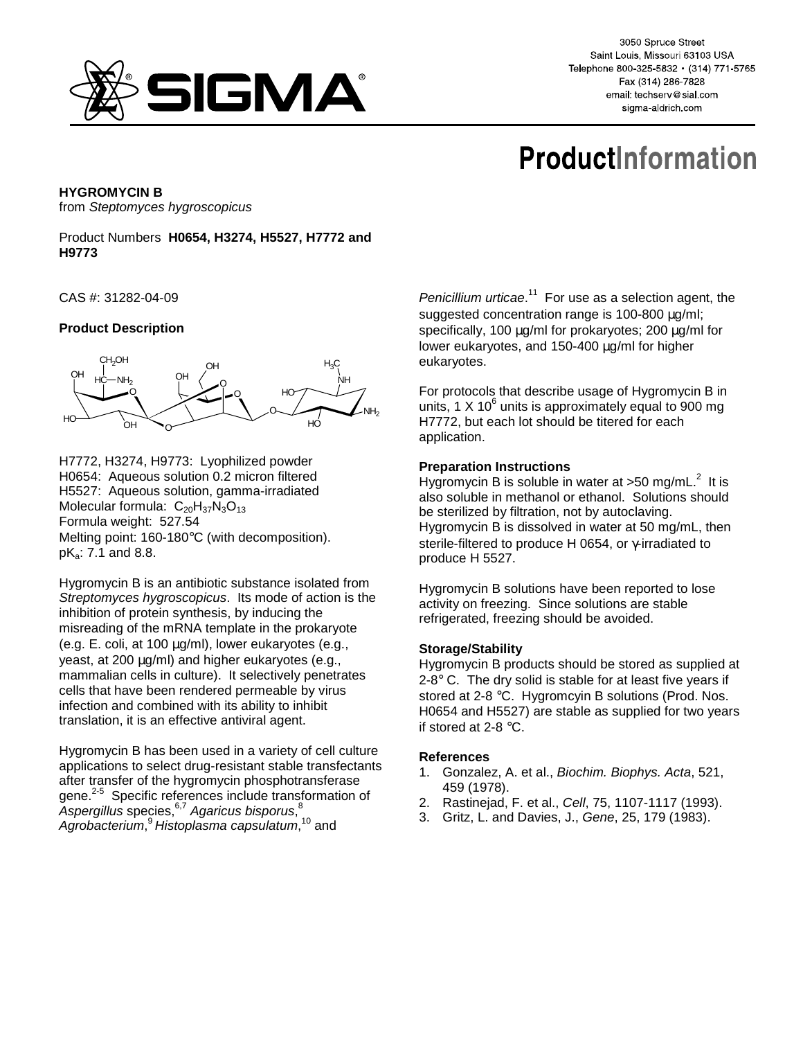**HYGROMYCIN B**
from *Steptomyces hygroscopicus*

Product Numbers **H0654, H3274, H5527, H7772 and H9773**

CAS #: 31282-04-09

**Product Description**

H7772, H3274, H9773: Lyophilized powder
H0654: Aqueous solution 0.2 micron filtered
H5527: Aqueous solution, gamma-irradiated
Molecular formula: $C_{20}H_{37}N_3O_{13}$
Formula weight: 527.54
Melting point: 160-180°C (with decomposition).
$pK_a$: 7.1 and 8.8.

Hygromycin B is an antibiotic substance isolated from *Streptomyces hygroscopicus*. Its mode of action is the inhibition of protein synthesis, by inducing the misreading of the mRNA template in the prokaryote (e.g. E. coli, at 100 µg/ml), lower eukaryotes (e.g., yeast, at 200 µg/ml) and higher eukaryotes (e.g., mammalian cells in culture). It selectively penetrates cells that have been rendered permeable by virus infection and combined with its ability to inhibit translation, it is an effective antiviral agent.

Hygromycin B has been used in a variety of cell culture applications to select drug-resistant stable transfectants after transfer of the hygromycin phosphotransferase gene.[2-5] Specific references include transformation of *Aspergillus* species,[6,7] *Agaricus bisporus*,[8] *Agrobacterium*,[9] *Histoplasma capsulatum*,[10] and *Penicillium urticae*.[11] For use as a selection agent, the suggested concentration range is 100-800 µg/ml; specifically, 100 µg/ml for prokaryotes; 200 µg/ml for lower eukaryotes, and 150-400 µg/ml for higher eukaryotes.

For protocols that describe usage of Hygromycin B in units, $1 \times 10^6$ units is approximately equal to 900 mg H7772, but each lot should be titered for each application.

**Preparation Instructions**
Hygromycin B is soluble in water at >50 mg/mL.[2] It is also soluble in methanol or ethanol. Solutions should be sterilized by filtration, not by autoclaving. Hygromycin B is dissolved in water at 50 mg/mL, then sterile-filtered to produce H 0654, or γ-irradiated to produce H 5527.

Hygromycin B solutions have been reported to lose activity on freezing. Since solutions are stable refrigerated, freezing should be avoided.

**Storage/Stability**
Hygromycin B products should be stored as supplied at 2-8° C. The dry solid is stable for at least five years if stored at 2-8 °C. Hygromcyin B solutions (Prod. Nos. H0654 and H5527) are stable as supplied for two years if stored at 2-8 °C.

**References**
1. Gonzalez, A. et al., *Biochim. Biophys. Acta*, 521, 459 (1978).
2. Rastinejad, F. et al., *Cell*, 75, 1107-1117 (1993).
3. Gritz, L. and Davies, J., *Gene*, 25, 179 (1983).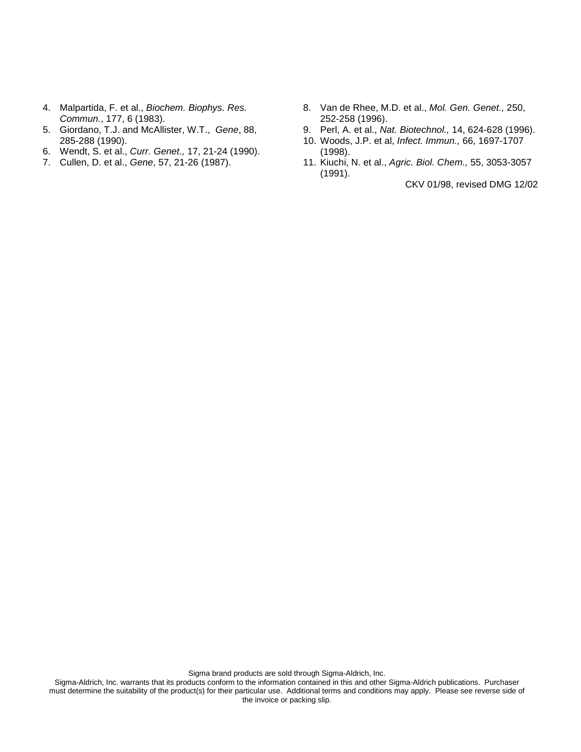4. Malpartida, F. et al., *Biochem. Biophys. Res. Commun.*, 177, 6 (1983).
5. Giordano, T.J. and McAllister, W.T., *Gene*, 88, 285-288 (1990).
6. Wendt, S. et al., *Curr. Genet.,* 17, 21-24 (1990).
7. Cullen, D. et al., *Gene*, 57, 21-26 (1987).
8. Van de Rhee, M.D. et al., *Mol. Gen. Genet.,* 250, 252-258 (1996).
9. Perl, A. et al., *Nat. Biotechnol.,* 14, 624-628 (1996).
10. Woods, J.P. et al, *Infect. Immun.,* 66, 1697-1707 (1998).
11. Kiuchi, N. et al., *Agric. Biol. Chem.,* 55, 3053-3057 (1991).

CKV 01/98, revised DMG 12/02

Sigma brand products are sold through Sigma-Aldrich, Inc.

Sigma-Aldrich, Inc. warrants that its products conform to the information contained in this and other Sigma-Aldrich publications. Purchaser must determine the suitability of the product(s) for their particular use. Additional terms and conditions may apply. Please see reverse side of the invoice or packing slip.